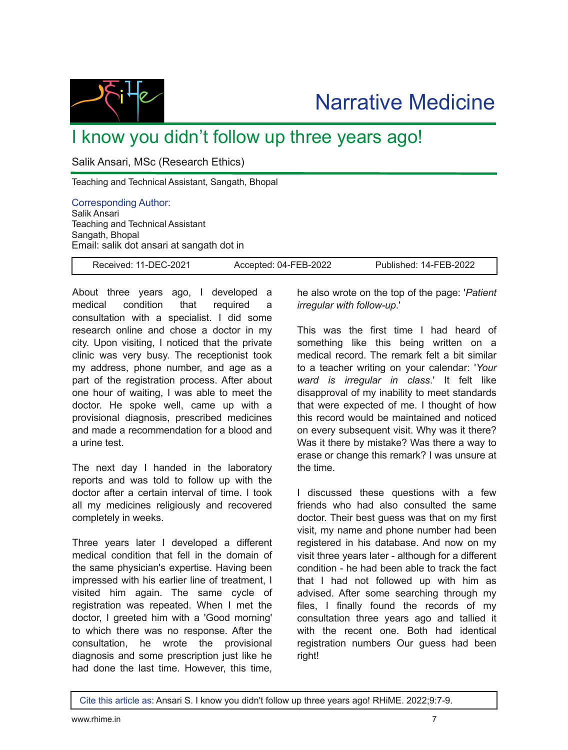Narrative Medicine

# I know you didn't follow up three years ago!

Salik Ansari, MSc (Research Ethics)

Teaching and Technical Assistant, Sangath, Bhopal

Corresponding Author:
Salik Ansari
Teaching and Technical Assistant
Sangath, Bhopal
Email: salik dot ansari at sangath dot in

| Received: 11-DEC-2021 | Accepted: 04-FEB-2022 | Published: 14-FEB-2022 |
|---|---|---|

About three years ago, I developed a medical condition that required a consultation with a specialist. I did some research online and chose a doctor in my city. Upon visiting, I noticed that the private clinic was very busy. The receptionist took my address, phone number, and age as a part of the registration process. After about one hour of waiting, I was able to meet the doctor. He spoke well, came up with a provisional diagnosis, prescribed medicines and made a recommendation for a blood and a urine test.

The next day I handed in the laboratory reports and was told to follow up with the doctor after a certain interval of time. I took all my medicines religiously and recovered completely in weeks.

Three years later I developed a different medical condition that fell in the domain of the same physician's expertise. Having been impressed with his earlier line of treatment, I visited him again. The same cycle of registration was repeated. When I met the doctor, I greeted him with a 'Good morning' to which there was no response. After the consultation, he wrote the provisional diagnosis and some prescription just like he had done the last time. However, this time, he also wrote on the top of the page: '*Patient irregular with follow-up*.'

This was the first time I had heard of something like this being written on a medical record. The remark felt a bit similar to a teacher writing on your calendar: '*Your ward is irregular in class*.' It felt like disapproval of my inability to meet standards that were expected of me. I thought of how this record would be maintained and noticed on every subsequent visit. Why was it there? Was it there by mistake? Was there a way to erase or change this remark? I was unsure at the time.

I discussed these questions with a few friends who had also consulted the same doctor. Their best guess was that on my first visit, my name and phone number had been registered in his database. And now on my visit three years later - although for a different condition - he had been able to track the fact that I had not followed up with him as advised. After some searching through my files, I finally found the records of my consultation three years ago and tallied it with the recent one. Both had identical registration numbers Our guess had been right!

Cite this article as: Ansari S. I know you didn't follow up three years ago! RHiME. 2022;9:7-9.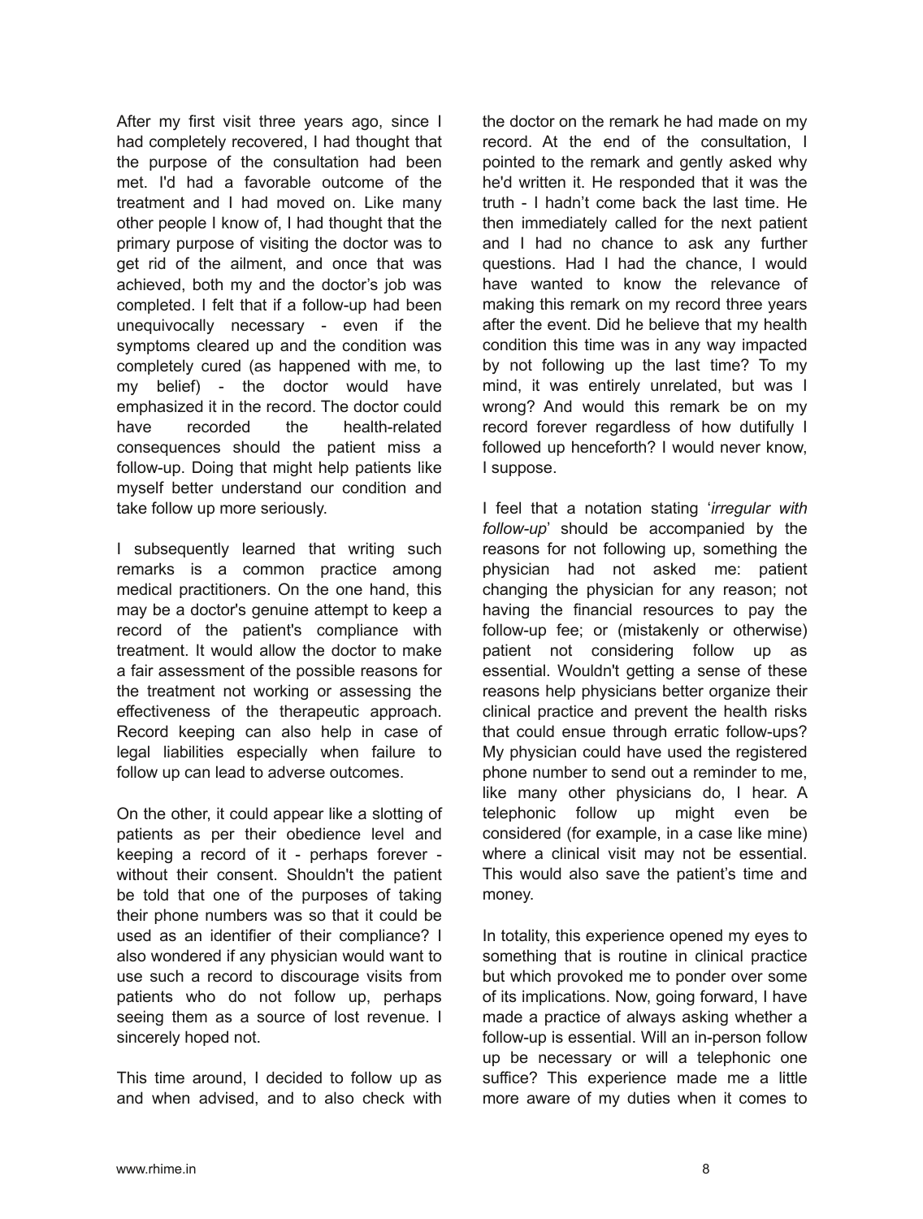After my first visit three years ago, since I had completely recovered, I had thought that the purpose of the consultation had been met. I'd had a favorable outcome of the treatment and I had moved on. Like many other people I know of, I had thought that the primary purpose of visiting the doctor was to get rid of the ailment, and once that was achieved, both my and the doctor's job was completed. I felt that if a follow-up had been unequivocally necessary - even if the symptoms cleared up and the condition was completely cured (as happened with me, to my belief) - the doctor would have emphasized it in the record. The doctor could have recorded the health-related consequences should the patient miss a follow-up. Doing that might help patients like myself better understand our condition and take follow up more seriously.

I subsequently learned that writing such remarks is a common practice among medical practitioners. On the one hand, this may be a doctor's genuine attempt to keep a record of the patient's compliance with treatment. It would allow the doctor to make a fair assessment of the possible reasons for the treatment not working or assessing the effectiveness of the therapeutic approach. Record keeping can also help in case of legal liabilities especially when failure to follow up can lead to adverse outcomes.

On the other, it could appear like a slotting of patients as per their obedience level and keeping a record of it - perhaps forever - without their consent. Shouldn't the patient be told that one of the purposes of taking their phone numbers was so that it could be used as an identifier of their compliance? I also wondered if any physician would want to use such a record to discourage visits from patients who do not follow up, perhaps seeing them as a source of lost revenue. I sincerely hoped not.

This time around, I decided to follow up as and when advised, and to also check with the doctor on the remark he had made on my record. At the end of the consultation, I pointed to the remark and gently asked why he'd written it. He responded that it was the truth - I hadn't come back the last time. He then immediately called for the next patient and I had no chance to ask any further questions. Had I had the chance, I would have wanted to know the relevance of making this remark on my record three years after the event. Did he believe that my health condition this time was in any way impacted by not following up the last time? To my mind, it was entirely unrelated, but was I wrong? And would this remark be on my record forever regardless of how dutifully I followed up henceforth? I would never know, I suppose.

I feel that a notation stating '*irregular with follow-up*' should be accompanied by the reasons for not following up, something the physician had not asked me: patient changing the physician for any reason; not having the financial resources to pay the follow-up fee; or (mistakenly or otherwise) patient not considering follow up as essential. Wouldn't getting a sense of these reasons help physicians better organize their clinical practice and prevent the health risks that could ensue through erratic follow-ups? My physician could have used the registered phone number to send out a reminder to me, like many other physicians do, I hear. A telephonic follow up might even be considered (for example, in a case like mine) where a clinical visit may not be essential. This would also save the patient's time and money.

In totality, this experience opened my eyes to something that is routine in clinical practice but which provoked me to ponder over some of its implications. Now, going forward, I have made a practice of always asking whether a follow-up is essential. Will an in-person follow up be necessary or will a telephonic one suffice? This experience made me a little more aware of my duties when it comes to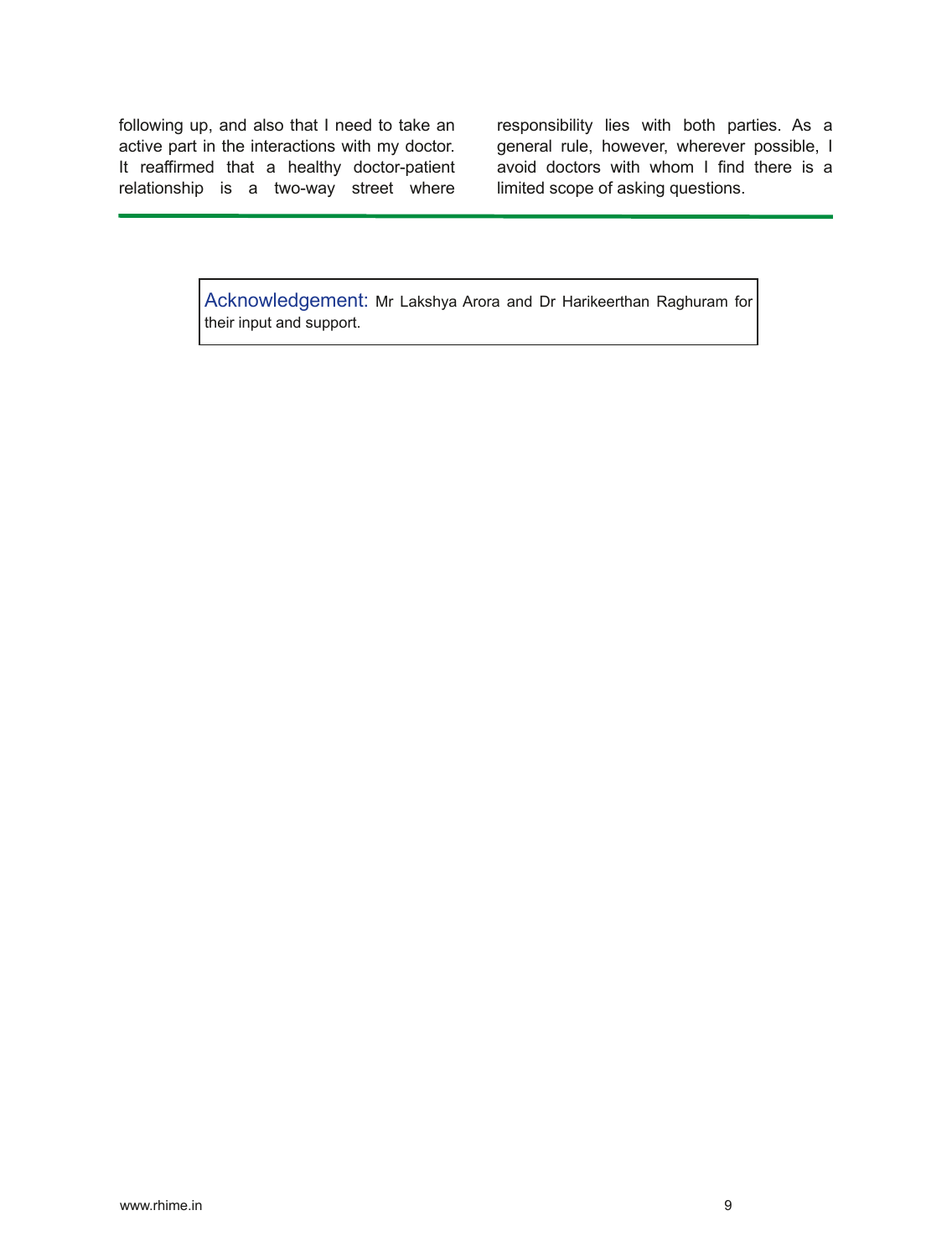following up, and also that I need to take an active part in the interactions with my doctor. It reaffirmed that a healthy doctor-patient relationship is a two-way street where responsibility lies with both parties. As a general rule, however, wherever possible, I avoid doctors with whom I find there is a limited scope of asking questions.

---

Acknowledgement: Mr Lakshya Arora and Dr Harikeerthan Raghuram for their input and support.